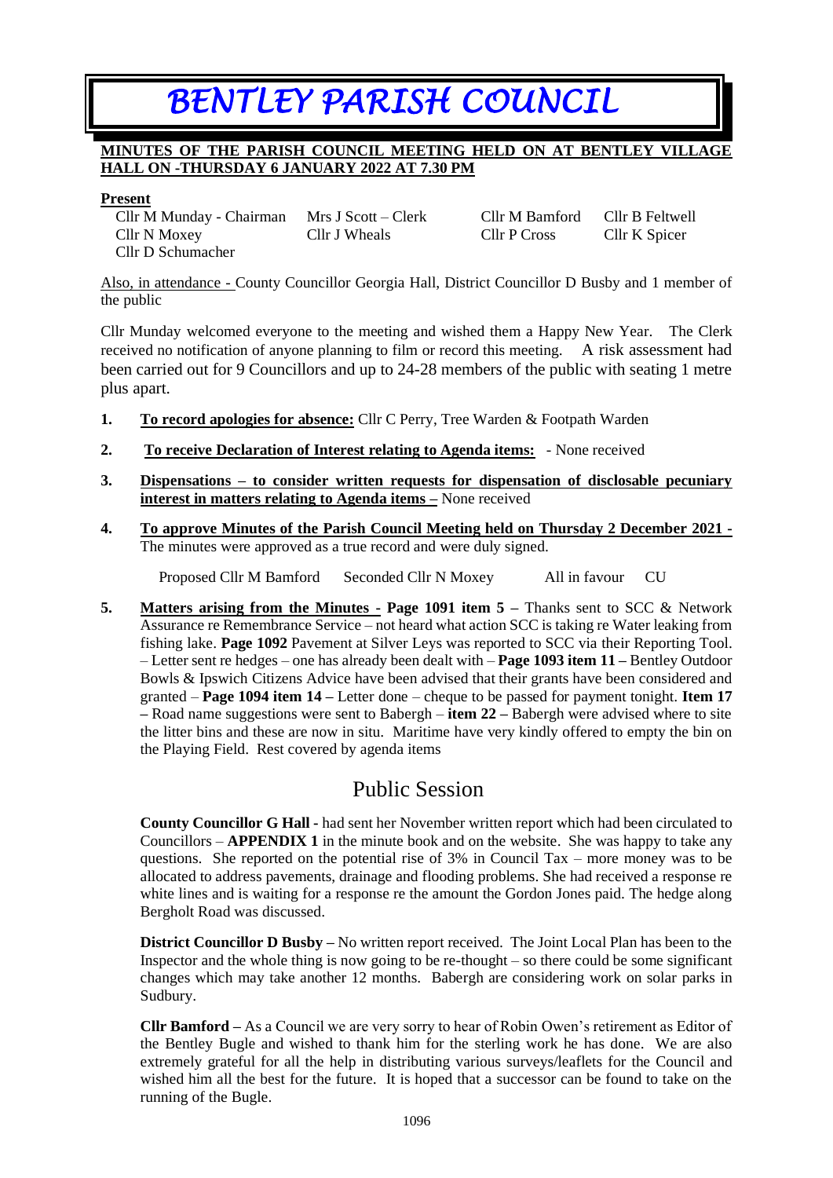# BENTLEY PARISH COUNCIL

**MINUTES OF THE PARISH COUNCIL MEETING HELD ON AT BENTLEY VILLAGE HALL ON -THURSDAY 6 JANUARY 2022 AT 7.30 PM**

**Present**

| | | | |
|---|---|---|---|
| Cllr M Munday - Chairman | Mrs J Scott – Clerk | Cllr M Bamford | Cllr B Feltwell |
| Cllr N Moxey | Cllr J Wheals | Cllr P Cross | Cllr K Spicer |
| Cllr D Schumacher | | | |

Also, in attendance - County Councillor Georgia Hall, District Councillor D Busby and 1 member of the public

Cllr Munday welcomed everyone to the meeting and wished them a Happy New Year. The Clerk received no notification of anyone planning to film or record this meeting. A risk assessment had been carried out for 9 Councillors and up to 24-28 members of the public with seating 1 metre plus apart.

1. **To record apologies for absence:** Cllr C Perry, Tree Warden & Footpath Warden
2. **To receive Declaration of Interest relating to Agenda items:** - None received
3. **Dispensations – to consider written requests for dispensation of disclosable pecuniary interest in matters relating to Agenda items –** None received
4. **To approve Minutes of the Parish Council Meeting held on Thursday 2 December 2021 -** The minutes were approved as a true record and were duly signed.

   Proposed Cllr M Bamford Seconded Cllr N Moxey All in favour CU

5. **Matters arising from the Minutes - Page 1091 item 5 –** Thanks sent to SCC & Network Assurance re Remembrance Service – not heard what action SCC is taking re Water leaking from fishing lake. **Page 1092** Pavement at Silver Leys was reported to SCC via their Reporting Tool. – Letter sent re hedges – one has already been dealt with – **Page 1093 item 11 –** Bentley Outdoor Bowls & Ipswich Citizens Advice have been advised that their grants have been considered and granted – **Page 1094 item 14 –** Letter done – cheque to be passed for payment tonight. **Item 17 –** Road name suggestions were sent to Babergh – **item 22 –** Babergh were advised where to site the litter bins and these are now in situ. Maritime have very kindly offered to empty the bin on the Playing Field. Rest covered by agenda items

## Public Session

**County Councillor G Hall -** had sent her November written report which had been circulated to Councillors – **APPENDIX 1** in the minute book and on the website. She was happy to take any questions. She reported on the potential rise of 3% in Council Tax – more money was to be allocated to address pavements, drainage and flooding problems. She had received a response re white lines and is waiting for a response re the amount the Gordon Jones paid. The hedge along Bergholt Road was discussed.

**District Councillor D Busby –** No written report received. The Joint Local Plan has been to the Inspector and the whole thing is now going to be re-thought – so there could be some significant changes which may take another 12 months. Babergh are considering work on solar parks in Sudbury.

**Cllr Bamford –** As a Council we are very sorry to hear of Robin Owen's retirement as Editor of the Bentley Bugle and wished to thank him for the sterling work he has done. We are also extremely grateful for all the help in distributing various surveys/leaflets for the Council and wished him all the best for the future. It is hoped that a successor can be found to take on the running of the Bugle.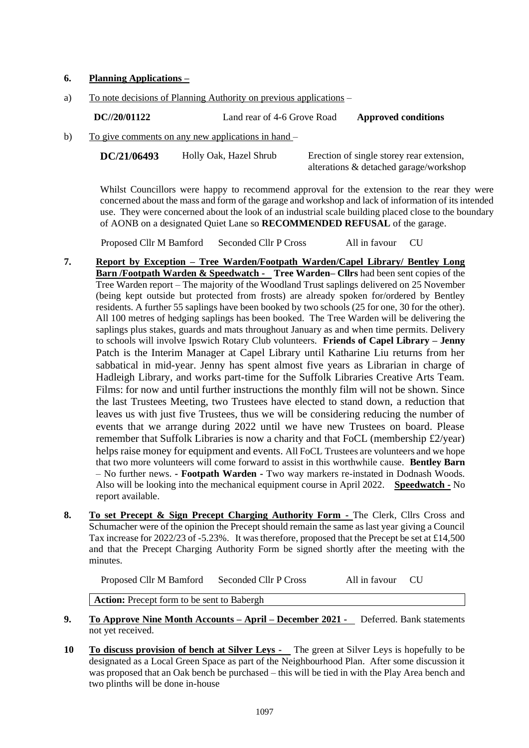**6. Planning Applications –**

a) To note decisions of Planning Authority on previous applications –

| DC//20/01122 | Land rear of 4-6 Grove Road | Approved conditions |
|---|---|---|

b) To give comments on any new applications in hand –

| DC/21/06493 | Holly Oak, Hazel Shrub | Erection of single storey rear extension, alterations & detached garage/workshop |
|---|---|---|

Whilst Councillors were happy to recommend approval for the extension to the rear they were concerned about the mass and form of the garage and workshop and lack of information of its intended use. They were concerned about the look of an industrial scale building placed close to the boundary of AONB on a designated Quiet Lane so **RECOMMENDED REFUSAL** of the garage.

Proposed Cllr M Bamford Seconded Cllr P Cross All in favour CU

**7. Report by Exception – Tree Warden/Footpath Warden/Capel Library/ Bentley Long Barn /Footpath Warden & Speedwatch -** **Tree Warden– Cllrs** had been sent copies of the Tree Warden report – The majority of the Woodland Trust saplings delivered on 25 November (being kept outside but protected from frosts) are already spoken for/ordered by Bentley residents. A further 55 saplings have been booked by two schools (25 for one, 30 for the other). All 100 metres of hedging saplings has been booked. The Tree Warden will be delivering the saplings plus stakes, guards and mats throughout January as and when time permits. Delivery to schools will involve Ipswich Rotary Club volunteers. **Friends of Capel Library – Jenny** Patch is the Interim Manager at Capel Library until Katharine Liu returns from her sabbatical in mid-year. Jenny has spent almost five years as Librarian in charge of Hadleigh Library, and works part-time for the Suffolk Libraries Creative Arts Team. Films: for now and until further instructions the monthly film will not be shown. Since the last Trustees Meeting, two Trustees have elected to stand down, a reduction that leaves us with just five Trustees, thus we will be considering reducing the number of events that we arrange during 2022 until we have new Trustees on board. Please remember that Suffolk Libraries is now a charity and that FoCL (membership £2/year) helps raise money for equipment and events. All FoCL Trustees are volunteers and we hope that two more volunteers will come forward to assist in this worthwhile cause. **Bentley Barn** – No further news. - **Footpath Warden -** Two way markers re-instated in Dodnash Woods. Also will be looking into the mechanical equipment course in April 2022. **Speedwatch -** No report available.

**8. To set Precept & Sign Precept Charging Authority Form -** The Clerk, Cllrs Cross and Schumacher were of the opinion the Precept should remain the same as last year giving a Council Tax increase for 2022/23 of -5.23%. It was therefore, proposed that the Precept be set at £14,500 and that the Precept Charging Authority Form be signed shortly after the meeting with the minutes.

Proposed Cllr M Bamford Seconded Cllr P Cross All in favour CU

**Action:** Precept form to be sent to Babergh

**9. To Approve Nine Month Accounts – April – December 2021 -** Deferred. Bank statements not yet received.

**10 To discuss provision of bench at Silver Leys -** The green at Silver Leys is hopefully to be designated as a Local Green Space as part of the Neighbourhood Plan. After some discussion it was proposed that an Oak bench be purchased – this will be tied in with the Play Area bench and two plinths will be done in-house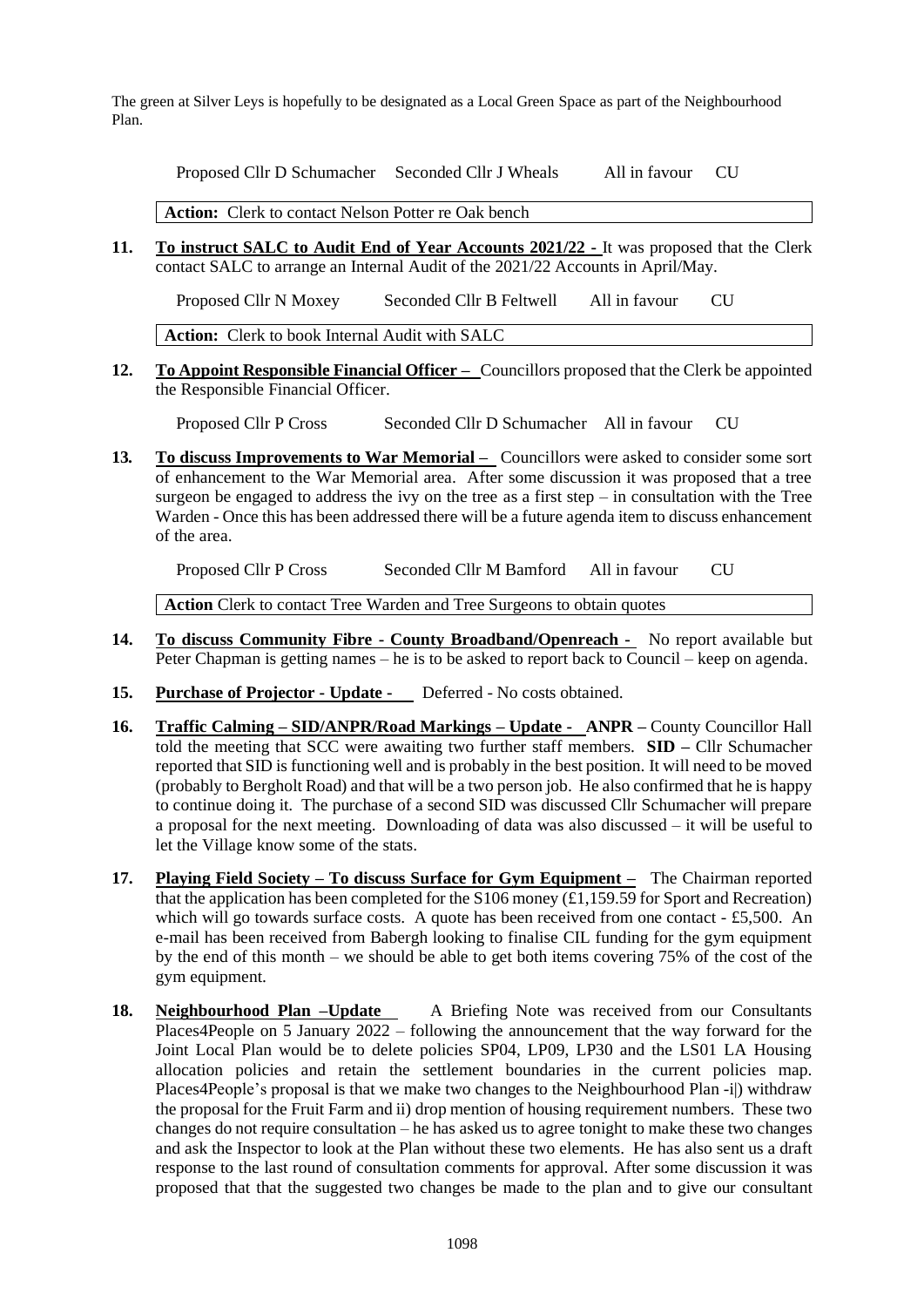The green at Silver Leys is hopefully to be designated as a Local Green Space as part of the Neighbourhood Plan.

Proposed Cllr D Schumacher Seconded Cllr J Wheals All in favour CU

**Action:** Clerk to contact Nelson Potter re Oak bench

**11. To instruct SALC to Audit End of Year Accounts 2021/22 -** It was proposed that the Clerk contact SALC to arrange an Internal Audit of the 2021/22 Accounts in April/May.

Proposed Cllr N Moxey Seconded Cllr B Feltwell All in favour CU

**Action:** Clerk to book Internal Audit with SALC

**12. To Appoint Responsible Financial Officer –** Councillors proposed that the Clerk be appointed the Responsible Financial Officer.

Proposed Cllr P Cross Seconded Cllr D Schumacher All in favour CU

**13. To discuss Improvements to War Memorial –** Councillors were asked to consider some sort of enhancement to the War Memorial area. After some discussion it was proposed that a tree surgeon be engaged to address the ivy on the tree as a first step – in consultation with the Tree Warden - Once this has been addressed there will be a future agenda item to discuss enhancement of the area.

Proposed Cllr P Cross Seconded Cllr M Bamford All in favour CU

**Action** Clerk to contact Tree Warden and Tree Surgeons to obtain quotes

**14. To discuss Community Fibre - County Broadband/Openreach -** No report available but Peter Chapman is getting names – he is to be asked to report back to Council – keep on agenda.

**15. Purchase of Projector - Update -** Deferred - No costs obtained.

**16. Traffic Calming – SID/ANPR/Road Markings – Update - ANPR –** County Councillor Hall told the meeting that SCC were awaiting two further staff members. **SID –** Cllr Schumacher reported that SID is functioning well and is probably in the best position. It will need to be moved (probably to Bergholt Road) and that will be a two person job. He also confirmed that he is happy to continue doing it. The purchase of a second SID was discussed Cllr Schumacher will prepare a proposal for the next meeting. Downloading of data was also discussed – it will be useful to let the Village know some of the stats.

**17. Playing Field Society – To discuss Surface for Gym Equipment –** The Chairman reported that the application has been completed for the S106 money (£1,159.59 for Sport and Recreation) which will go towards surface costs. A quote has been received from one contact - £5,500. An e-mail has been received from Babergh looking to finalise CIL funding for the gym equipment by the end of this month – we should be able to get both items covering 75% of the cost of the gym equipment.

**18. Neighbourhood Plan –Update** A Briefing Note was received from our Consultants Places4People on 5 January 2022 – following the announcement that the way forward for the Joint Local Plan would be to delete policies SP04, LP09, LP30 and the LS01 LA Housing allocation policies and retain the settlement boundaries in the current policies map. Places4People's proposal is that we make two changes to the Neighbourhood Plan -i|) withdraw the proposal for the Fruit Farm and ii) drop mention of housing requirement numbers. These two changes do not require consultation – he has asked us to agree tonight to make these two changes and ask the Inspector to look at the Plan without these two elements. He has also sent us a draft response to the last round of consultation comments for approval. After some discussion it was proposed that that the suggested two changes be made to the plan and to give our consultant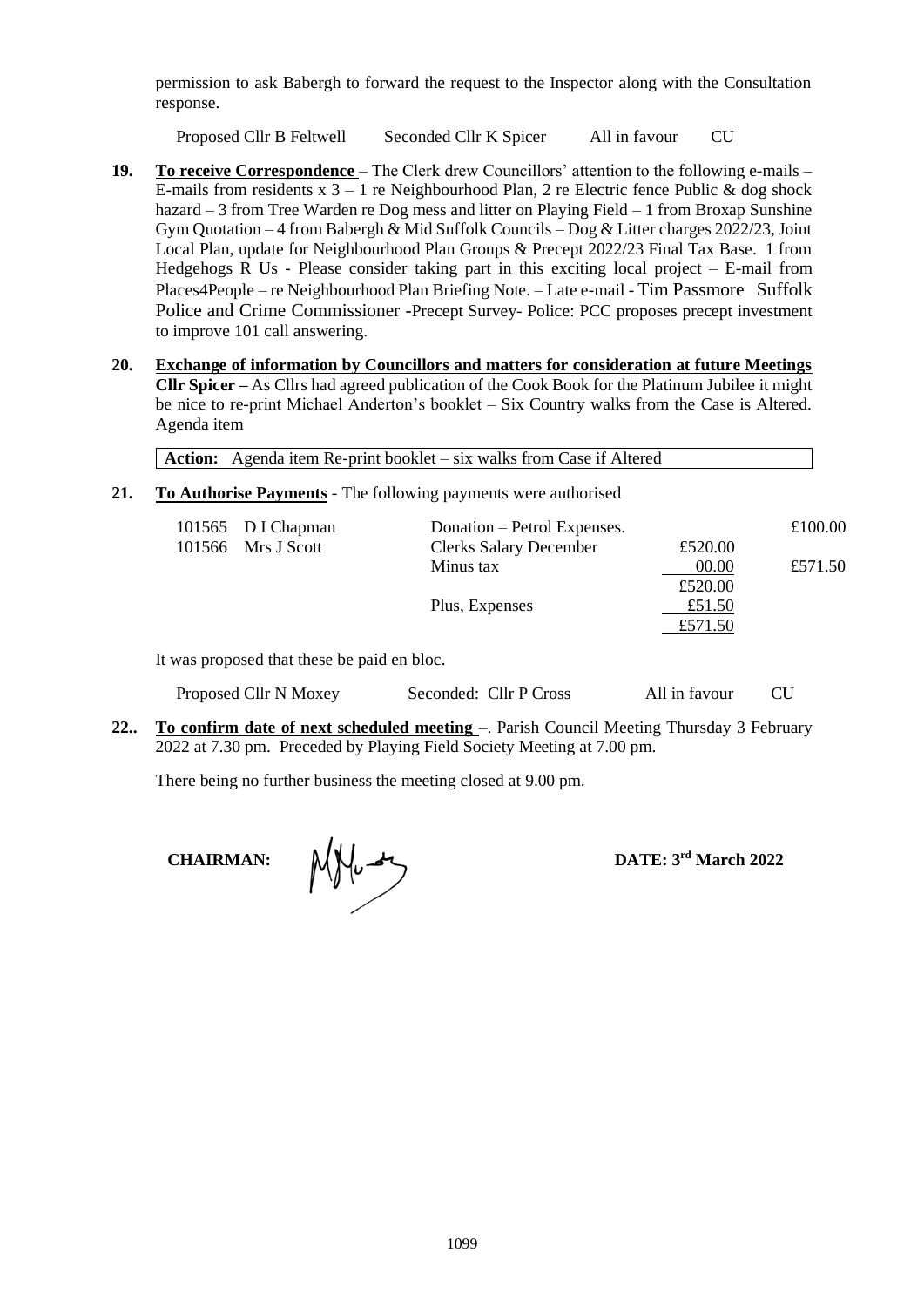permission to ask Babergh to forward the request to the Inspector along with the Consultation response.

Proposed Cllr B Feltwell     Seconded Cllr K Spicer     All in favour     CU

**19. To receive Correspondence** – The Clerk drew Councillors' attention to the following e-mails – E-mails from residents x 3 – 1 re Neighbourhood Plan, 2 re Electric fence Public & dog shock hazard – 3 from Tree Warden re Dog mess and litter on Playing Field – 1 from Broxap Sunshine Gym Quotation – 4 from Babergh & Mid Suffolk Councils – Dog & Litter charges 2022/23, Joint Local Plan, update for Neighbourhood Plan Groups & Precept 2022/23 Final Tax Base. 1 from Hedgehogs R Us - Please consider taking part in this exciting local project – E-mail from Places4People – re Neighbourhood Plan Briefing Note. – Late e-mail - Tim Passmore Suffolk Police and Crime Commissioner -Precept Survey- Police: PCC proposes precept investment to improve 101 call answering.

**20. Exchange of information by Councillors and matters for consideration at future Meetings**
**Cllr Spicer –** As Cllrs had agreed publication of the Cook Book for the Platinum Jubilee it might be nice to re-print Michael Anderton's booklet – Six Country walks from the Case is Altered. Agenda item

**Action:** Agenda item Re-print booklet – six walks from Case if Altered

**21. To Authorise Payments** - The following payments were authorised

| | | | | |
|---|---|---|---|---|
| 101565 | D I Chapman | Donation – Petrol Expenses. | | £100.00 |
| 101566 | Mrs J Scott | Clerks Salary December | £520.00 | |
| | | Minus tax | 00.00 | £571.50 |
| | | | £520.00 | |
| | | Plus, Expenses | £51.50 | |
| | | | £571.50 | |

It was proposed that these be paid en bloc.

Proposed Cllr N Moxey     Seconded: Cllr P Cross     All in favour     CU

**22.. To confirm date of next scheduled meeting** –. Parish Council Meeting Thursday 3 February 2022 at 7.30 pm. Preceded by Playing Field Society Meeting at 7.00 pm.

There being no further business the meeting closed at 9.00 pm.

**CHAIRMAN:**     **DATE: 3rd March 2022**